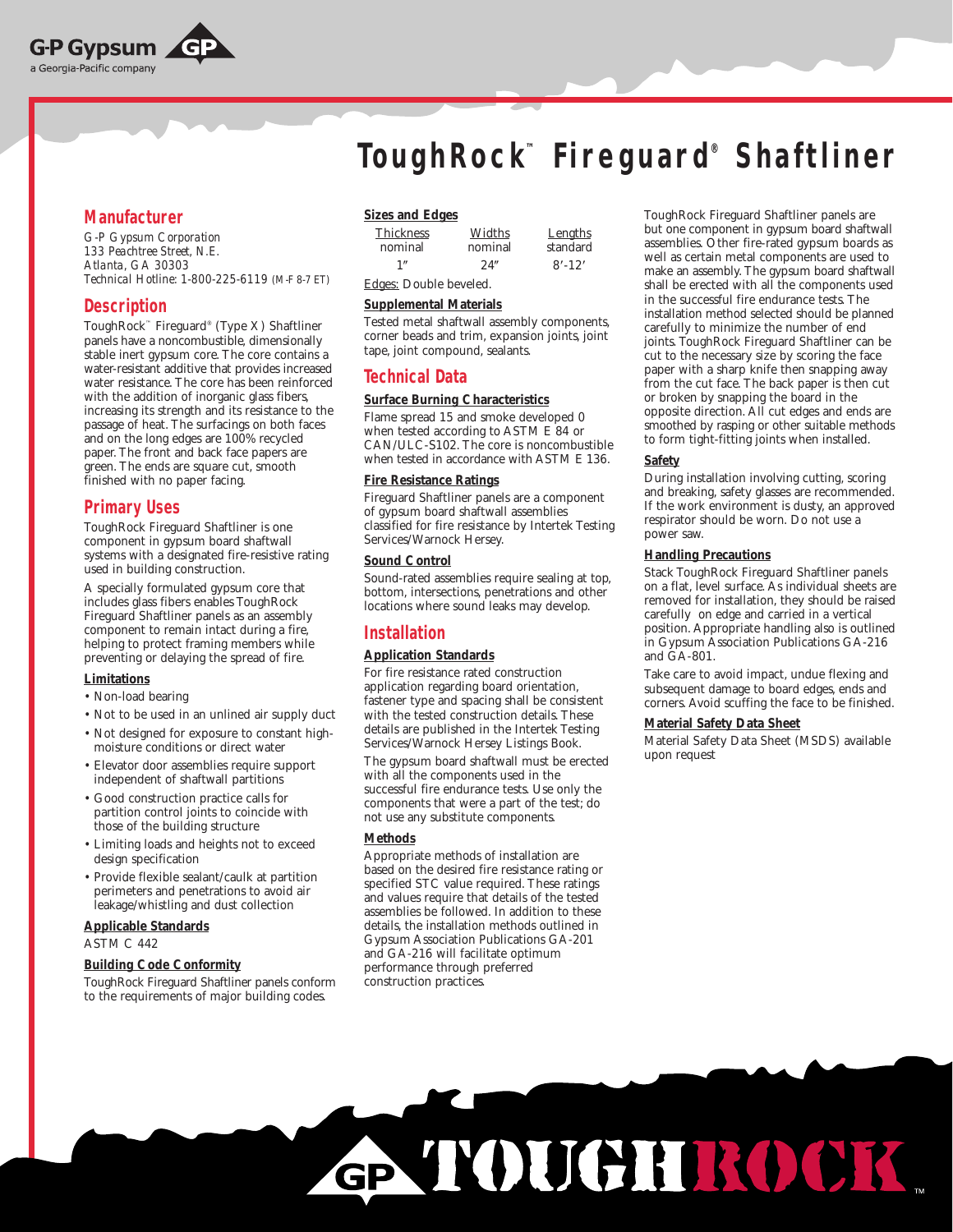G-P Gypsum
a Georgia-Pacific company

# ToughRock™ Fireguard® Shaftliner

## Manufacturer

*G-P Gypsum Corporation*
*133 Peachtree Street, N.E.*
*Atlanta, GA 30303*
*Technical Hotline:* 1-800-225-6119 (M-F 8-7 ET)

## Description

ToughRock™ Fireguard® (Type X) Shaftliner panels have a noncombustible, dimensionally stable inert gypsum core. The core contains a water-resistant additive that provides increased water resistance. The core has been reinforced with the addition of inorganic glass fibers, increasing its strength and its resistance to the passage of heat. The surfacings on both faces and on the long edges are 100% recycled paper. The front and back face papers are green. The ends are square cut, smooth finished with no paper facing.

## Primary Uses

ToughRock Fireguard Shaftliner is one component in gypsum board shaftwall systems with a designated fire-resistive rating used in building construction.

A specially formulated gypsum core that includes glass fibers enables ToughRock Fireguard Shaftliner panels as an assembly component to remain intact during a fire, helping to protect framing members while preventing or delaying the spread of fire.

### Limitations

- Non-load bearing
- Not to be used in an unlined air supply duct
- Not designed for exposure to constant high-moisture conditions or direct water
- Elevator door assemblies require support independent of shaftwall partitions
- Good construction practice calls for partition control joints to coincide with those of the building structure
- Limiting loads and heights not to exceed design specification
- Provide flexible sealant/caulk at partition perimeters and penetrations to avoid air leakage/whistling and dust collection

### Applicable Standards

ASTM C 442

### Building Code Conformity

ToughRock Fireguard Shaftliner panels conform to the requirements of major building codes.

### Sizes and Edges

| Thickness nominal | Widths nominal | Lengths standard |
|---|---|---|
| 1″ | 24″ | 8′-12′ |

Edges: Double beveled.

### Supplemental Materials

Tested metal shaftwall assembly components, corner beads and trim, expansion joints, joint tape, joint compound, sealants.

## Technical Data

### Surface Burning Characteristics

Flame spread 15 and smoke developed 0 when tested according to ASTM E 84 or CAN/ULC-S102. The core is noncombustible when tested in accordance with ASTM E 136.

### Fire Resistance Ratings

Fireguard Shaftliner panels are a component of gypsum board shaftwall assemblies classified for fire resistance by Intertek Testing Services/Warnock Hersey.

### Sound Control

Sound-rated assemblies require sealing at top, bottom, intersections, penetrations and other locations where sound leaks may develop.

## Installation

### Application Standards

For fire resistance rated construction application regarding board orientation, fastener type and spacing shall be consistent with the tested construction details. These details are published in the Intertek Testing Services/Warnock Hersey Listings Book.

The gypsum board shaftwall must be erected with all the components used in the successful fire endurance tests. Use only the components that were a part of the test; do not use any substitute components.

### Methods

Appropriate methods of installation are based on the desired fire resistance rating or specified STC value required. These ratings and values require that details of the tested assemblies be followed. In addition to these details, the installation methods outlined in Gypsum Association Publications GA-201 and GA-216 will facilitate optimum performance through preferred construction practices.

ToughRock Fireguard Shaftliner panels are but one component in gypsum board shaftwall assemblies. Other fire-rated gypsum boards as well as certain metal components are used to make an assembly. The gypsum board shaftwall shall be erected with all the components used in the successful fire endurance tests. The installation method selected should be planned carefully to minimize the number of end joints. ToughRock Fireguard Shaftliner can be cut to the necessary size by scoring the face paper with a sharp knife then snapping away from the cut face. The back paper is then cut or broken by snapping the board in the opposite direction. All cut edges and ends are smoothed by rasping or other suitable methods to form tight-fitting joints when installed.

### Safety

During installation involving cutting, scoring and breaking, safety glasses are recommended. If the work environment is dusty, an approved respirator should be worn. Do not use a power saw.

### Handling Precautions

Stack ToughRock Fireguard Shaftliner panels on a flat, level surface. As individual sheets are removed for installation, they should be raised carefully on edge and carried in a vertical position. Appropriate handling also is outlined in Gypsum Association Publications GA-216 and GA-801.

Take care to avoid impact, undue flexing and subsequent damage to board edges, ends and corners. Avoid scuffing the face to be finished.

### Material Safety Data Sheet

Material Safety Data Sheet (MSDS) available upon request

GP TOUGHROCK™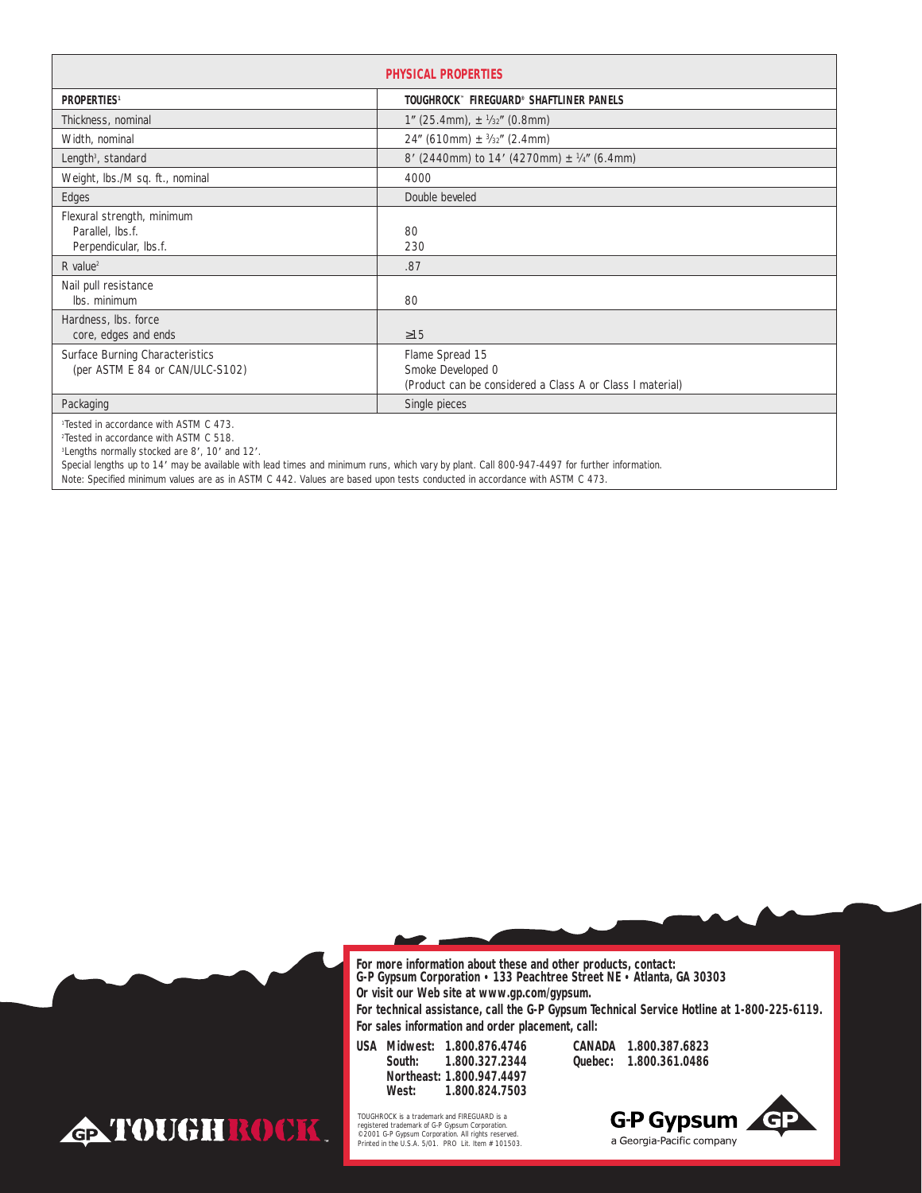| PHYSICAL PROPERTIES | |
|---|---|
| **PROPERTIES**[1] | **TOUGHROCK™ FIREGUARD® SHAFTLINER PANELS** |
| Thickness, nominal | 1″ (25.4mm), ± 1⁄32″ (0.8mm) |
| Width, nominal | 24″ (610mm) ± 3⁄32″ (2.4mm) |
| Length[3], standard | 8′ (2440mm) to 14′ (4270mm) ± 1⁄4″ (6.4mm) |
| Weight, lbs./M sq. ft., nominal | 4000 |
| Edges | Double beveled |
| Flexural strength, minimum<br>Parallel, lbs.f.<br>Perpendicular, lbs.f. | <br>80<br>230 |
| R value[2] | .87 |
| Nail pull resistance<br>lbs. minimum | <br>80 |
| Hardness, lbs. force<br>core, edges and ends | <br>≥15 |
| Surface Burning Characteristics<br>(per ASTM E 84 or CAN/ULC-S102) | Flame Spread 15<br>Smoke Developed 0<br>(Product can be considered a Class A or Class I material) |
| Packaging | Single pieces |

[1]Tested in accordance with ASTM C 473.
[2]Tested in accordance with ASTM C 518.
[3]Lengths normally stocked are 8′, 10′ and 12′.
Special lengths up to 14′ may be available with lead times and minimum runs, which vary by plant. Call 800-947-4497 for further information.
Note: Specified minimum values are as in ASTM C 442. Values are based upon tests conducted in accordance with ASTM C 473.

**For more information about these and other products, contact:**
**G-P Gypsum Corporation • 133 Peachtree Street NE • Atlanta, GA 30303**
**Or visit our Web site at www.gp.com/gypsum.**
**For technical assistance, call the G-P Gypsum Technical Service Hotline at 1-800-225-6119.**
**For sales information and order placement, call:**

**USA**
**Midwest: 1.800.876.4746**
**South: 1.800.327.2344**
**Northeast: 1.800.947.4497**
**West: 1.800.824.7503**

**CANADA 1.800.387.6823**
**Quebec: 1.800.361.0486**

TOUGHROCK

TOUGHROCK is a trademark and FIREGUARD is a registered trademark of G-P Gypsum Corporation.
©2001 G-P Gypsum Corporation. All rights reserved.
Printed in the U.S.A. 5/01. PRO Lit. Item # 101503.

G-P Gypsum
a Georgia-Pacific company